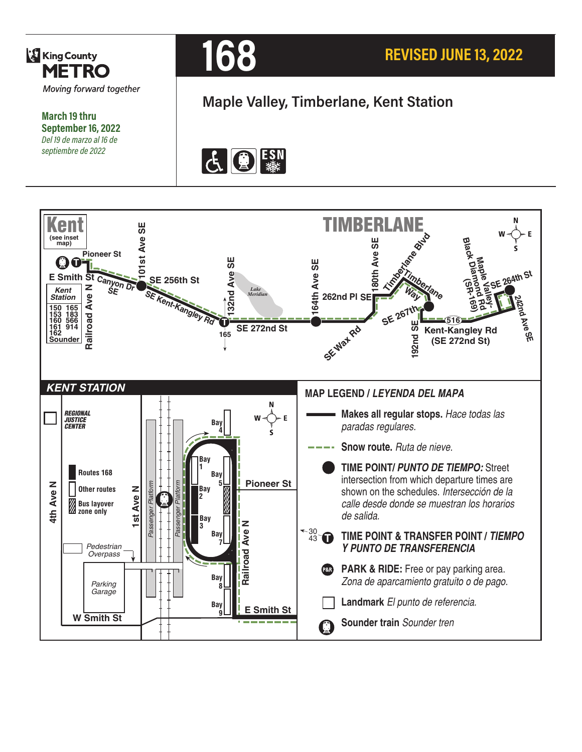King County
**METRO**
*Moving forward together*

**March 19 thru September 16, 2022**
*Del 19 de marzo al 16 de septiembre de 2022*

# 168

**REVISED JUNE 13, 2022**

## Maple Valley, Timberlane, Kent Station

Kent (see inset map)

Pioneer St
E Smith St
Canyon Dr SE
101st Ave SE
SE 256th St
SE Kent-Kangley Rd
132nd Ave SE
165
Lake Meridian
SE 272nd St
164th Ave SE
262nd Pl SE
SE Wax Rd
180th Ave SE
Timberlane Blvd
Timberlane Way
SE 267th
192nd SE
516
Kent-Kangley Rd (SE 272nd St)
Black Diamond Rd (SR-169)
Maple Valley-
SE 264th St
242nd Ave SE

TIMBERLANE

Kent Station: 150, 153, 160, 161, 162, 165, 183, 566, 914, Sounder
Railroad Ave N

### KENT STATION

- REGIONAL JUSTICE CENTER
- Routes 168
- Other routes
- Bus layover zone only
- Pedestrian Overpass
- Parking Garage
- 4th Ave N
- 1st Ave N
- Passenger Platform
- Passenger Platform
- Bay 1, Bay 2, Bay 3, Bay 4, Bay 5, Bay 7, Bay 8, Bay 9
- Pioneer St
- Railroad Ave N
- E Smith St
- W Smith St

### MAP LEGEND / *LEYENDA DEL MAPA*

- **Makes all regular stops.** *Hace todas las paradas regulares.*
- **Snow route.** *Ruta de nieve.*
- **TIME POINT/ *PUNTO DE TIEMPO:*** Street intersection from which departure times are shown on the schedules. *Intersección de la calle desde donde se muestran los horarios de salida.*
- **TIME POINT & TRANSFER POINT / *TIEMPO Y PUNTO DE TRANSFERENCIA***
- **PARK & RIDE:** Free or pay parking area. *Zona de aparcamiento gratuito o de pago.*
- **Landmark** *El punto de referencia.*
- **Sounder train** *Sounder tren*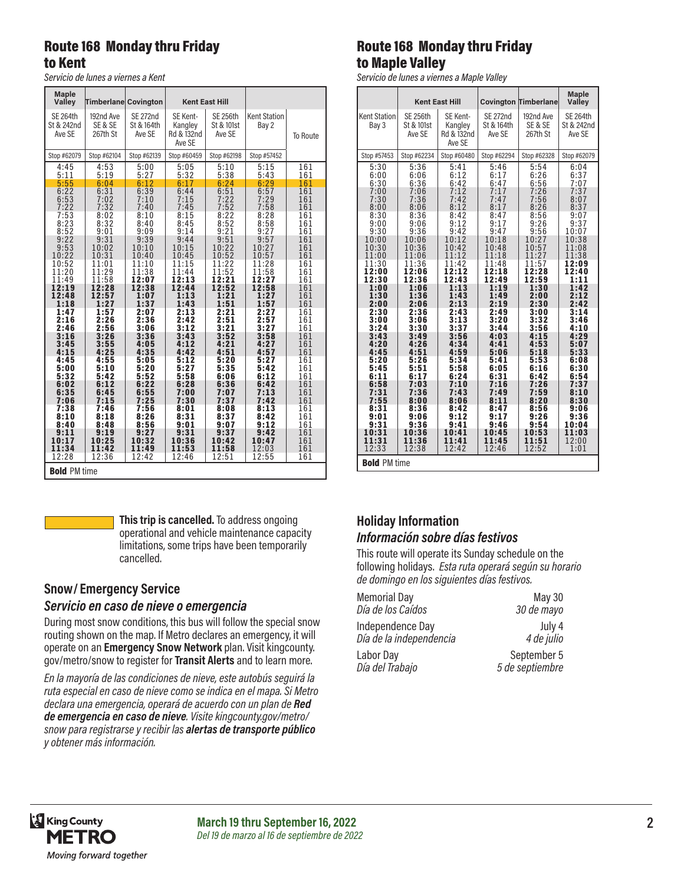## Route 168 Monday thru Friday to Kent

*Servicio de lunes a viernes a Kent*

| Maple Valley | Timberland | Covington | Kent East Hill | | | |
|---|---|---|---|---|---|---|
| SE 264th St & 242nd Ave SE | 192nd Ave SE & SE 267th St | SE 272nd St & 164th Ave SE | SE Kent-Kangley Rd & 132nd Ave SE | SE 256th St & 101st Ave SE | Kent Station Bay 2 | To Route |
| Stop #62079 | Stop #62104 | Stop #62139 | Stop #60459 | Stop #62198 | Stop #57452 | |
| 4:45 | 4:53 | 5:00 | 5:05 | 5:10 | 5:15 | 161 |
| 5:11 | 5:19 | 5:27 | 5:32 | 5:38 | 5:43 | 161 |
| 5:55 | 6:04 | 6:12 | 6:17 | 6:24 | 6:29 | 161 |
| 6:22 | 6:31 | 6:39 | 6:44 | 6:51 | 6:57 | 161 |
| 6:53 | 7:02 | 7:10 | 7:15 | 7:22 | 7:29 | 161 |
| 7:22 | 7:32 | 7:40 | 7:45 | 7:52 | 7:58 | 161 |
| 7:53 | 8:02 | 8:10 | 8:15 | 8:22 | 8:28 | 161 |
| 8:23 | 8:32 | 8:40 | 8:45 | 8:52 | 8:58 | 161 |
| 8:52 | 9:01 | 9:09 | 9:14 | 9:21 | 9:27 | 161 |
| 9:22 | 9:31 | 9:39 | 9:44 | 9:51 | 9:57 | 161 |
| 9:53 | 10:02 | 10:10 | 10:15 | 10:22 | 10:27 | 161 |
| 10:22 | 10:31 | 10:40 | 10:45 | 10:52 | 10:57 | 161 |
| 10:52 | 11:01 | 11:10 | 11:15 | 11:22 | 11:28 | 161 |
| 11:20 | 11:29 | 11:38 | 11:44 | 11:52 | 11:58 | 161 |
| 11:49 | 11:58 | **12:07** | **12:13** | **12:21** | **12:27** | 161 |
| **12:19** | **12:28** | **12:38** | **12:44** | **12:52** | **12:58** | 161 |
| **12:48** | **12:57** | **1:07** | **1:13** | **1:21** | **1:27** | 161 |
| **1:18** | **1:27** | **1:37** | **1:43** | **1:51** | **1:57** | 161 |
| **1:47** | **1:57** | **2:07** | **2:13** | **2:21** | **2:27** | 161 |
| **2:16** | **2:26** | **2:36** | **2:42** | **2:51** | **2:57** | 161 |
| **2:46** | **2:56** | **3:06** | **3:12** | **3:21** | **3:27** | 161 |
| **3:16** | **3:26** | **3:36** | **3:43** | **3:52** | **3:58** | 161 |
| **3:45** | **3:55** | **4:05** | **4:12** | **4:21** | **4:27** | 161 |
| **4:15** | **4:25** | **4:35** | **4:42** | **4:51** | **4:57** | 161 |
| **4:45** | **4:55** | **5:05** | **5:12** | **5:20** | **5:27** | 161 |
| **5:00** | **5:10** | **5:20** | **5:27** | **5:35** | **5:42** | 161 |
| **5:32** | **5:42** | **5:52** | **5:58** | **6:06** | **6:12** | 161 |
| **6:02** | **6:12** | **6:22** | **6:28** | **6:36** | **6:42** | 161 |
| **6:35** | **6:45** | **6:55** | **7:00** | **7:07** | **7:13** | 161 |
| **7:06** | **7:15** | **7:25** | **7:30** | **7:37** | **7:42** | 161 |
| **7:38** | **7:46** | **7:56** | **8:01** | **8:08** | **8:13** | 161 |
| **8:10** | **8:18** | **8:26** | **8:31** | **8:37** | **8:42** | 161 |
| **8:40** | **8:48** | **8:56** | **9:01** | **9:07** | **9:12** | 161 |
| **9:11** | **9:19** | **9:27** | **9:31** | **9:37** | **9:42** | 161 |
| **10:17** | **10:25** | **10:32** | **10:36** | **10:42** | **10:47** | 161 |
| **11:34** | **11:42** | **11:49** | **11:53** | **11:58** | 12:03 | 161 |
| 12:28 | 12:36 | 12:42 | 12:46 | 12:51 | 12:55 | 161 |

**Bold** PM time

**This trip is cancelled.** To address ongoing operational and vehicle maintenance capacity limitations, some trips have been temporarily cancelled.

### Snow/ Emergency Service

#### *Servicio en caso de nieve o emergencia*

During most snow conditions, this bus will follow the special snow routing shown on the map. If Metro declares an emergency, it will operate on an **Emergency Snow Network** plan. Visit kingcounty.gov/metro/snow to register for **Transit Alerts** and to learn more.

*En la mayoría de las condiciones de nieve, este autobús seguirá la ruta especial en caso de nieve como se indica en el mapa. Si Metro declara una emergencia, operará de acuerdo con un plan de **Red de emergencia en caso de nieve**. Visite kingcounty.gov/metro/snow para registrarse y recibir las **alertas de transporte público** y obtener más información.*

## Route 168 Monday thru Friday to Maple Valley

*Servicio de lunes a viernes a Maple Valley*

| | Kent East Hill | | Covington | Timberland | Maple Valley |
|---|---|---|---|---|---|
| Kent Station Bay 3 | SE 256th St & 101st Ave SE | SE Kent-Kangley Rd & 132nd Ave SE | SE 272nd St & 164th Ave SE | 192nd Ave SE & SE 267th St | SE 264th St & 242nd Ave SE |
| Stop #57453 | Stop #62234 | Stop #60480 | Stop #62294 | Stop #62328 | Stop #62079 |
| 5:30 | 5:36 | 5:41 | 5:46 | 5:54 | 6:04 |
| 6:00 | 6:06 | 6:12 | 6:17 | 6:26 | 6:37 |
| 6:30 | 6:36 | 6:42 | 6:47 | 6:56 | 7:07 |
| 7:00 | 7:06 | 7:12 | 7:17 | 7:26 | 7:37 |
| 7:30 | 7:36 | 7:42 | 7:47 | 7:56 | 8:07 |
| 8:00 | 8:06 | 8:12 | 8:17 | 8:26 | 8:37 |
| 8:30 | 8:36 | 8:42 | 8:47 | 8:56 | 9:07 |
| 9:00 | 9:06 | 9:12 | 9:17 | 9:26 | 9:37 |
| 9:30 | 9:36 | 9:42 | 9:47 | 9:56 | 10:07 |
| 10:00 | 10:06 | 10:12 | 10:18 | 10:27 | 10:38 |
| 10:30 | 10:36 | 10:42 | 10:48 | 10:57 | 11:08 |
| 11:00 | 11:06 | 11:12 | 11:18 | 11:27 | 11:38 |
| 11:30 | 11:36 | 11:42 | 11:48 | 11:57 | **12:09** |
| **12:00** | **12:06** | **12:12** | **12:18** | **12:28** | **12:40** |
| **12:30** | **12:36** | **12:43** | **12:49** | **12:59** | **1:11** |
| **1:00** | **1:06** | **1:13** | **1:19** | **1:30** | **1:42** |
| **1:30** | **1:36** | **1:43** | **1:49** | **2:00** | **2:12** |
| **2:00** | **2:06** | **2:13** | **2:19** | **2:30** | **2:42** |
| **2:30** | **2:36** | **2:43** | **2:49** | **3:00** | **3:14** |
| **3:00** | **3:06** | **3:13** | **3:20** | **3:32** | **3:46** |
| **3:24** | **3:30** | **3:37** | **3:44** | **3:56** | **4:10** |
| **3:43** | **3:49** | **3:56** | **4:03** | **4:15** | **4:29** |
| **4:20** | **4:26** | **4:34** | **4:41** | **4:53** | **5:07** |
| **4:45** | **4:51** | **4:59** | **5:06** | **5:18** | **5:33** |
| **5:20** | **5:26** | **5:34** | **5:41** | **5:53** | **6:08** |
| **5:45** | **5:51** | **5:58** | **6:05** | **6:16** | **6:30** |
| **6:11** | **6:17** | **6:24** | **6:31** | **6:42** | **6:54** |
| **6:58** | **7:03** | **7:10** | **7:16** | **7:26** | **7:37** |
| **7:31** | **7:36** | **7:43** | **7:49** | **7:59** | **8:10** |
| **7:55** | **8:00** | **8:06** | **8:11** | **8:20** | **8:30** |
| **8:31** | **8:36** | **8:42** | **8:47** | **8:56** | **9:06** |
| **9:01** | **9:06** | **9:12** | **9:17** | **9:26** | **9:36** |
| **9:31** | **9:36** | **9:41** | **9:46** | **9:54** | **10:04** |
| **10:31** | **10:36** | **10:41** | **10:45** | **10:53** | **11:03** |
| **11:31** | **11:36** | **11:41** | **11:45** | **11:51** | 12:00 |
| 12:33 | 12:38 | 12:42 | 12:46 | 12:52 | 1:01 |

**Bold** PM time

### Holiday Information

#### *Información sobre días festivos*

This route will operate its Sunday schedule on the following holidays. *Esta ruta operará según su horario de domingo en los siguientes días festivos.*

| | |
|---|---|
| Memorial Day *Día de los Caídos* | May 30 *30 de mayo* |
| Independence Day *Día de la independencia* | July 4 *4 de julio* |
| Labor Day *Día del Trabajo* | September 5 *5 de septiembre* |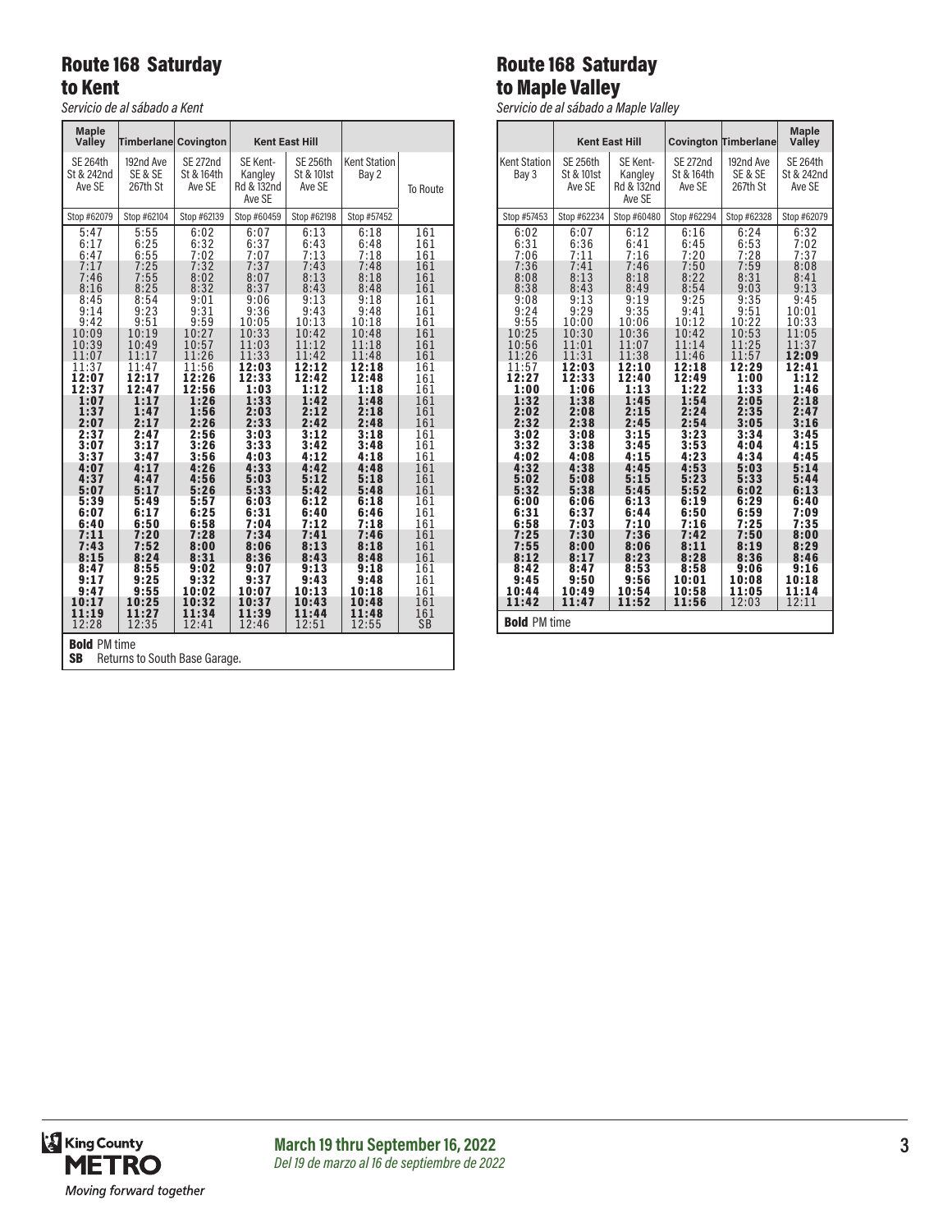## Route 168 Saturday to Kent

*Servicio de al sábado a Kent*

| Maple Valley | Timberline | Covington | Kent East Hill | | | |
|---|---|---|---|---|---|---|
| SE 264th St & 242nd Ave SE | 192nd Ave SE & SE 267th St | SE 272nd St & 164th Ave SE | SE Kent-Kangley Rd & 132nd Ave SE | SE 256th St & 101st Ave SE | Kent Station Bay 2 | To Route |
| Stop #62079 | Stop #62104 | Stop #62139 | Stop #60459 | Stop #62198 | Stop #57452 | |
| 5:47 | 5:55 | 6:02 | 6:07 | 6:13 | 6:18 | 161 |
| 6:17 | 6:25 | 6:32 | 6:37 | 6:43 | 6:48 | 161 |
| 6:47 | 6:55 | 7:02 | 7:07 | 7:13 | 7:18 | 161 |
| 7:17 | 7:25 | 7:32 | 7:37 | 7:43 | 7:48 | 161 |
| 7:46 | 7:55 | 8:02 | 8:07 | 8:13 | 8:18 | 161 |
| 8:16 | 8:25 | 8:32 | 8:37 | 8:43 | 8:48 | 161 |
| 8:45 | 8:54 | 9:01 | 9:06 | 9:13 | 9:18 | 161 |
| 9:14 | 9:23 | 9:31 | 9:36 | 9:43 | 9:48 | 161 |
| 9:42 | 9:51 | 9:59 | 10:05 | 10:13 | 10:18 | 161 |
| 10:09 | 10:19 | 10:27 | 10:33 | 10:42 | 10:48 | 161 |
| 10:39 | 10:49 | 10:57 | 11:03 | 11:12 | 11:18 | 161 |
| 11:07 | 11:17 | 11:26 | 11:33 | 11:42 | 11:48 | 161 |
| 11:37 | 11:47 | 11:56 | **12:03** | **12:12** | **12:18** | 161 |
| **12:07** | **12:17** | **12:26** | **12:33** | **12:42** | **12:48** | 161 |
| **12:37** | **12:47** | **12:56** | **1:03** | **1:12** | **1:18** | 161 |
| **1:07** | **1:17** | **1:26** | **1:33** | **1:42** | **1:48** | 161 |
| **1:37** | **1:47** | **1:56** | **2:03** | **2:12** | **2:18** | 161 |
| **2:07** | **2:17** | **2:26** | **2:33** | **2:42** | **2:48** | 161 |
| **2:37** | **2:47** | **2:56** | **3:03** | **3:12** | **3:18** | 161 |
| **3:07** | **3:17** | **3:26** | **3:33** | **3:42** | **3:48** | 161 |
| **3:37** | **3:47** | **3:56** | **4:03** | **4:12** | **4:18** | 161 |
| **4:07** | **4:17** | **4:26** | **4:33** | **4:42** | **4:48** | 161 |
| **4:37** | **4:47** | **4:56** | **5:03** | **5:12** | **5:18** | 161 |
| **5:07** | **5:17** | **5:26** | **5:33** | **5:42** | **5:48** | 161 |
| **5:39** | **5:49** | **5:57** | **6:03** | **6:12** | **6:18** | 161 |
| **6:07** | **6:17** | **6:25** | **6:31** | **6:40** | **6:46** | 161 |
| **6:40** | **6:50** | **6:58** | **7:04** | **7:12** | **7:18** | 161 |
| **7:11** | **7:20** | **7:28** | **7:34** | **7:41** | **7:46** | 161 |
| **7:43** | **7:52** | **8:00** | **8:06** | **8:13** | **8:18** | 161 |
| **8:15** | **8:24** | **8:31** | **8:36** | **8:43** | **8:48** | 161 |
| **8:47** | **8:55** | **9:02** | **9:07** | **9:13** | **9:18** | 161 |
| **9:17** | **9:25** | **9:32** | **9:37** | **9:43** | **9:48** | 161 |
| **9:47** | **9:55** | **10:02** | **10:07** | **10:13** | **10:18** | 161 |
| **10:17** | **10:25** | **10:32** | **10:37** | **10:43** | **10:48** | 161 |
| **11:19** | **11:27** | **11:34** | **11:39** | **11:44** | **11:48** | 161 |
| 12:28 | 12:35 | 12:41 | 12:46 | 12:51 | 12:55 | SB |

**Bold** PM time
**SB** Returns to South Base Garage.

## Route 168 Saturday to Maple Valley

*Servicio de al sábado a Maple Valley*

| Kent East Hill | | | Covington | Timberline | Maple Valley |
|---|---|---|---|---|---|
| Kent Station Bay 3 | SE 256th St & 101st Ave SE | SE Kent-Kangley Rd & 132nd Ave SE | SE 272nd St & 164th Ave SE | 192nd Ave SE & SE 267th St | SE 264th St & 242nd Ave SE |
| Stop #57453 | Stop #62234 | Stop #60480 | Stop #62294 | Stop #62328 | Stop #62079 |
| 6:02 | 6:07 | 6:12 | 6:16 | 6:24 | 6:32 |
| 6:31 | 6:36 | 6:41 | 6:45 | 6:53 | 7:02 |
| 7:06 | 7:11 | 7:16 | 7:20 | 7:28 | 7:37 |
| 7:36 | 7:41 | 7:46 | 7:50 | 7:59 | 8:08 |
| 8:08 | 8:13 | 8:18 | 8:22 | 8:31 | 8:41 |
| 8:38 | 8:43 | 8:49 | 8:54 | 9:03 | 9:13 |
| 9:08 | 9:13 | 9:19 | 9:25 | 9:35 | 9:45 |
| 9:24 | 9:29 | 9:35 | 9:41 | 9:51 | 10:01 |
| 9:55 | 10:00 | 10:06 | 10:12 | 10:22 | 10:33 |
| 10:25 | 10:30 | 10:36 | 10:42 | 10:53 | 11:05 |
| 10:56 | 11:01 | 11:07 | 11:14 | 11:25 | 11:37 |
| 11:26 | 11:31 | 11:38 | 11:46 | 11:57 | **12:09** |
| 11:57 | **12:03** | **12:10** | **12:18** | **12:29** | **12:41** |
| **12:27** | **12:33** | **12:40** | **12:49** | **1:00** | **1:12** |
| **1:00** | **1:06** | **1:13** | **1:22** | **1:33** | **1:46** |
| **1:32** | **1:38** | **1:45** | **1:54** | **2:05** | **2:18** |
| **2:02** | **2:08** | **2:15** | **2:24** | **2:35** | **2:47** |
| **2:32** | **2:38** | **2:45** | **2:54** | **3:05** | **3:16** |
| **3:02** | **3:08** | **3:15** | **3:23** | **3:34** | **3:45** |
| **3:32** | **3:38** | **3:45** | **3:53** | **4:04** | **4:15** |
| **4:02** | **4:08** | **4:15** | **4:23** | **4:34** | **4:45** |
| **4:32** | **4:38** | **4:45** | **4:53** | **5:03** | **5:14** |
| **5:02** | **5:08** | **5:15** | **5:23** | **5:33** | **5:44** |
| **5:32** | **5:38** | **5:45** | **5:52** | **6:02** | **6:13** |
| **6:00** | **6:06** | **6:13** | **6:19** | **6:29** | **6:40** |
| **6:31** | **6:37** | **6:44** | **6:50** | **6:59** | **7:09** |
| **6:58** | **7:03** | **7:10** | **7:16** | **7:25** | **7:35** |
| **7:25** | **7:30** | **7:36** | **7:42** | **7:50** | **8:00** |
| **7:55** | **8:00** | **8:06** | **8:11** | **8:19** | **8:29** |
| **8:12** | **8:17** | **8:23** | **8:28** | **8:36** | **8:46** |
| **8:42** | **8:47** | **8:53** | **8:58** | **9:06** | **9:16** |
| **9:45** | **9:50** | **9:56** | **10:01** | **10:08** | **10:18** |
| **10:44** | **10:49** | **10:54** | **10:58** | **11:05** | **11:14** |
| **11:42** | **11:47** | **11:52** | **11:56** | 12:03 | 12:11 |

**Bold** PM time

**March 19 thru September 16, 2022**
*Del 19 de marzo al 16 de septiembre de 2022*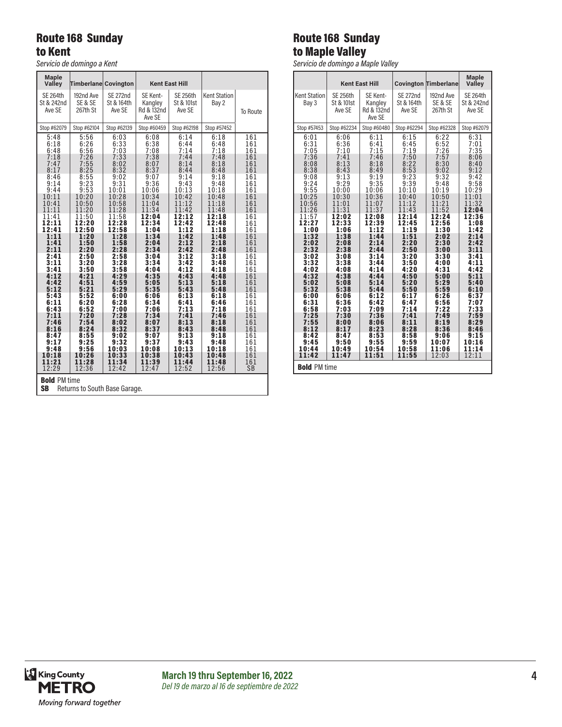## Route 168 Sunday to Kent

*Servicio de domingo a Kent*

| Maple Valley | Timberline | Covington | Kent East Hill | | | |
|---|---|---|---|---|---|---|
| SE 264th St & 242nd Ave SE | 192nd Ave SE & SE 267th St | SE 272nd St & 164th Ave SE | SE Kent-Kangley Rd & 132nd Ave SE | SE 256th St & 101st Ave SE | Kent Station Bay 2 | To Route |
| Stop #62079 | Stop #62104 | Stop #62139 | Stop #60459 | Stop #62198 | Stop #57452 | |
| 5:48 | 5:56 | 6:03 | 6:08 | 6:14 | 6:18 | 161 |
| 6:18 | 6:26 | 6:33 | 6:38 | 6:44 | 6:48 | 161 |
| 6:48 | 6:56 | 7:03 | 7:08 | 7:14 | 7:18 | 161 |
| 7:18 | 7:26 | 7:33 | 7:38 | 7:44 | 7:48 | 161 |
| 7:47 | 7:55 | 8:02 | 8:07 | 8:14 | 8:18 | 161 |
| 8:17 | 8:25 | 8:32 | 8:37 | 8:44 | 8:48 | 161 |
| 8:46 | 8:55 | 9:02 | 9:07 | 9:14 | 9:18 | 161 |
| 9:14 | 9:23 | 9:31 | 9:36 | 9:43 | 9:48 | 161 |
| 9:44 | 9:53 | 10:01 | 10:06 | 10:13 | 10:18 | 161 |
| 10:11 | 10:20 | 10:28 | 10:34 | 10:42 | 10:48 | 161 |
| 10:41 | 10:50 | 10:58 | 11:04 | 11:12 | 11:18 | 161 |
| 11:11 | 11:20 | 11:28 | 11:34 | 11:42 | 11:48 | 161 |
| 11:41 | 11:50 | 11:58 | **12:04** | **12:12** | **12:18** | 161 |
| **12:11** | **12:20** | **12:28** | **12:34** | **12:42** | **12:48** | 161 |
| **12:41** | **12:50** | **12:58** | **1:04** | **1:12** | **1:18** | 161 |
| **1:11** | **1:20** | **1:28** | **1:34** | **1:42** | **1:48** | 161 |
| **1:41** | **1:50** | **1:58** | **2:04** | **2:12** | **2:18** | 161 |
| **2:11** | **2:20** | **2:28** | **2:34** | **2:42** | **2:48** | 161 |
| **2:41** | **2:50** | **2:58** | **3:04** | **3:12** | **3:18** | 161 |
| **3:11** | **3:20** | **3:28** | **3:34** | **3:42** | **3:48** | 161 |
| **3:41** | **3:50** | **3:58** | **4:04** | **4:12** | **4:18** | 161 |
| **4:12** | **4:21** | **4:29** | **4:35** | **4:43** | **4:48** | 161 |
| **4:42** | **4:51** | **4:59** | **5:05** | **5:13** | **5:18** | 161 |
| **5:12** | **5:21** | **5:29** | **5:35** | **5:43** | **5:48** | 161 |
| **5:43** | **5:52** | **6:00** | **6:06** | **6:13** | **6:18** | 161 |
| **6:11** | **6:20** | **6:28** | **6:34** | **6:41** | **6:46** | 161 |
| **6:43** | **6:52** | **7:00** | **7:06** | **7:13** | **7:18** | 161 |
| **7:11** | **7:20** | **7:28** | **7:34** | **7:41** | **7:46** | 161 |
| **7:46** | **7:54** | **8:02** | **8:07** | **8:13** | **8:18** | 161 |
| **8:16** | **8:24** | **8:32** | **8:37** | **8:43** | **8:48** | 161 |
| **8:47** | **8:55** | **9:02** | **9:07** | **9:13** | **9:18** | 161 |
| **9:17** | **9:25** | **9:32** | **9:37** | **9:43** | **9:48** | 161 |
| **9:48** | **9:56** | **10:03** | **10:08** | **10:13** | **10:18** | 161 |
| **10:18** | **10:26** | **10:33** | **10:38** | **10:43** | **10:48** | 161 |
| **11:21** | **11:28** | **11:34** | **11:39** | **11:44** | **11:48** | 161 |
| 12:29 | 12:36 | 12:42 | 12:47 | 12:52 | 12:56 | SB |

**Bold** PM time
**SB** Returns to South Base Garage.

## Route 168 Sunday to Maple Valley

*Servicio de domingo a Maple Valley*

| | Kent East Hill | | Covington | Timberline | Maple Valley |
|---|---|---|---|---|---|
| Kent Station Bay 3 | SE 256th St & 101st Ave SE | SE Kent-Kangley Rd & 132nd Ave SE | SE 272nd St & 164th Ave SE | 192nd Ave SE & SE 267th St | SE 264th St & 242nd Ave SE |
| Stop #57453 | Stop #62234 | Stop #60480 | Stop #62294 | Stop #62328 | Stop #62079 |
| 6:01 | 6:06 | 6:11 | 6:15 | 6:22 | 6:31 |
| 6:31 | 6:36 | 6:41 | 6:45 | 6:52 | 7:01 |
| 7:05 | 7:10 | 7:15 | 7:19 | 7:26 | 7:35 |
| 7:36 | 7:41 | 7:46 | 7:50 | 7:57 | 8:06 |
| 8:08 | 8:13 | 8:18 | 8:22 | 8:30 | 8:40 |
| 8:38 | 8:43 | 8:49 | 8:53 | 9:02 | 9:12 |
| 9:08 | 9:13 | 9:19 | 9:23 | 9:32 | 9:42 |
| 9:24 | 9:29 | 9:35 | 9:39 | 9:48 | 9:58 |
| 9:55 | 10:00 | 10:06 | 10:10 | 10:19 | 10:29 |
| 10:25 | 10:30 | 10:36 | 10:40 | 10:50 | 11:01 |
| 10:56 | 11:01 | 11:07 | 11:12 | 11:21 | 11:32 |
| 11:26 | 11:31 | 11:37 | 11:43 | 11:52 | **12:04** |
| 11:57 | **12:02** | **12:08** | **12:14** | **12:24** | **12:36** |
| **12:27** | **12:33** | **12:39** | **12:45** | **12:56** | **1:08** |
| **1:00** | **1:06** | **1:12** | **1:19** | **1:30** | **1:42** |
| **1:32** | **1:38** | **1:44** | **1:51** | **2:02** | **2:14** |
| **2:02** | **2:08** | **2:14** | **2:20** | **2:30** | **2:42** |
| **2:32** | **2:38** | **2:44** | **2:50** | **3:00** | **3:11** |
| **3:02** | **3:08** | **3:14** | **3:20** | **3:30** | **3:41** |
| **3:32** | **3:38** | **3:44** | **3:50** | **4:00** | **4:11** |
| **4:02** | **4:08** | **4:14** | **4:20** | **4:31** | **4:42** |
| **4:32** | **4:38** | **4:44** | **4:50** | **5:00** | **5:11** |
| **5:02** | **5:08** | **5:14** | **5:20** | **5:29** | **5:40** |
| **5:32** | **5:38** | **5:44** | **5:50** | **5:59** | **6:10** |
| **6:00** | **6:06** | **6:12** | **6:17** | **6:26** | **6:37** |
| **6:31** | **6:36** | **6:42** | **6:47** | **6:56** | **7:07** |
| **6:58** | **7:03** | **7:09** | **7:14** | **7:22** | **7:33** |
| **7:25** | **7:30** | **7:36** | **7:41** | **7:49** | **7:59** |
| **7:55** | **8:00** | **8:06** | **8:11** | **8:19** | **8:29** |
| **8:12** | **8:17** | **8:23** | **8:28** | **8:36** | **8:46** |
| **8:42** | **8:47** | **8:53** | **8:58** | **9:06** | **9:15** |
| **9:45** | **9:50** | **9:55** | **9:59** | **10:07** | **10:16** |
| **10:44** | **10:49** | **10:54** | **10:58** | **11:06** | **11:14** |
| **11:42** | **11:47** | **11:51** | **11:55** | 12:03 | 12:11 |

**Bold** PM time

King County METRO
*Moving forward together*

**March 19 thru September 16, 2022**
*Del 19 de marzo al 16 de septiembre de 2022*